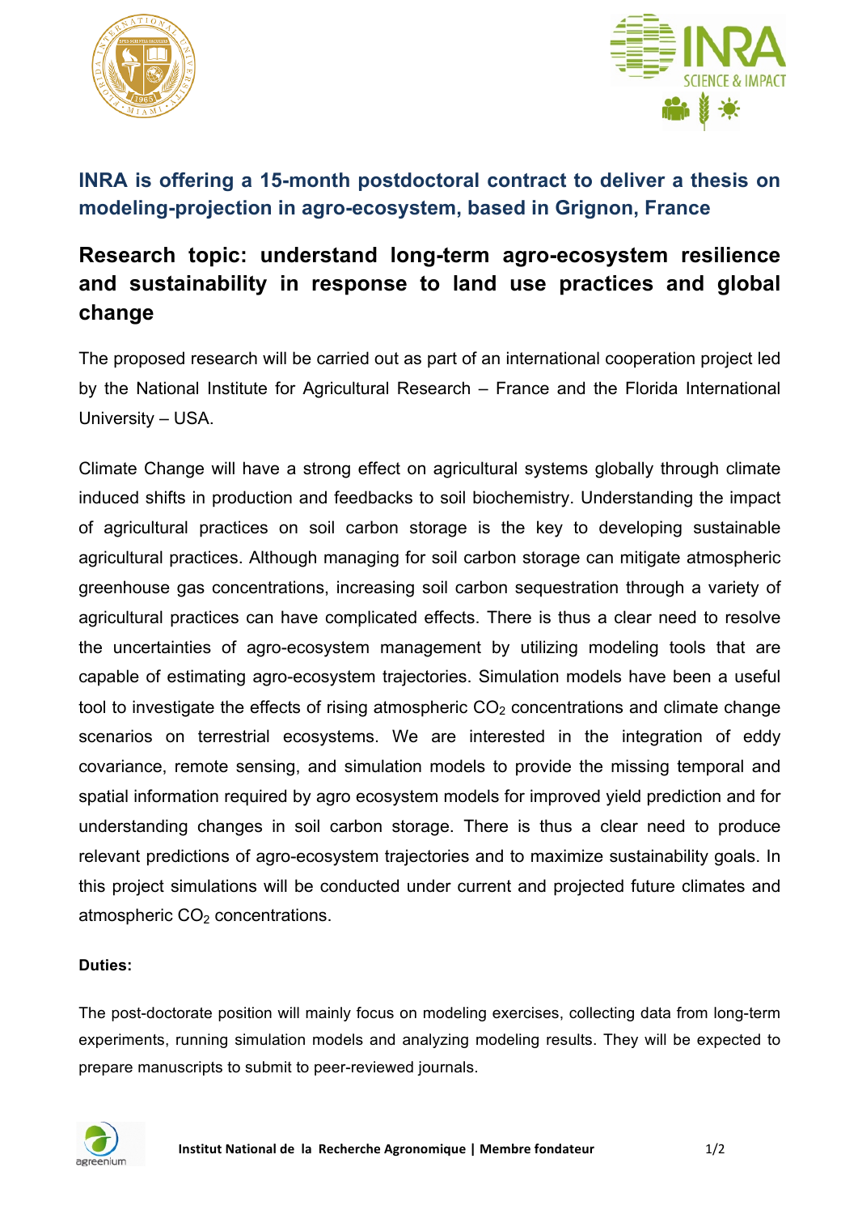## INRA is offering a 15-month postdoctoral contract to deliver a thesis on modeling-projection in agro-ecosystem, based in Grignon, France

# Research topic: understand long-term agro-ecosystem resilience and sustainability in response to land use practices and global change

The proposed research will be carried out as part of an international cooperation project led by the National Institute for Agricultural Research – France and the Florida International University – USA.

Climate Change will have a strong effect on agricultural systems globally through climate induced shifts in production and feedbacks to soil biochemistry. Understanding the impact of agricultural practices on soil carbon storage is the key to developing sustainable agricultural practices. Although managing for soil carbon storage can mitigate atmospheric greenhouse gas concentrations, increasing soil carbon sequestration through a variety of agricultural practices can have complicated effects. There is thus a clear need to resolve the uncertainties of agro-ecosystem management by utilizing modeling tools that are capable of estimating agro-ecosystem trajectories. Simulation models have been a useful tool to investigate the effects of rising atmospheric $CO_2$ concentrations and climate change scenarios on terrestrial ecosystems. We are interested in the integration of eddy covariance, remote sensing, and simulation models to provide the missing temporal and spatial information required by agro ecosystem models for improved yield prediction and for understanding changes in soil carbon storage. There is thus a clear need to produce relevant predictions of agro-ecosystem trajectories and to maximize sustainability goals. In this project simulations will be conducted under current and projected future climates and atmospheric $CO_2$ concentrations.

**Duties:**

The post-doctorate position will mainly focus on modeling exercises, collecting data from long-term experiments, running simulation models and analyzing modeling results. They will be expected to prepare manuscripts to submit to peer-reviewed journals.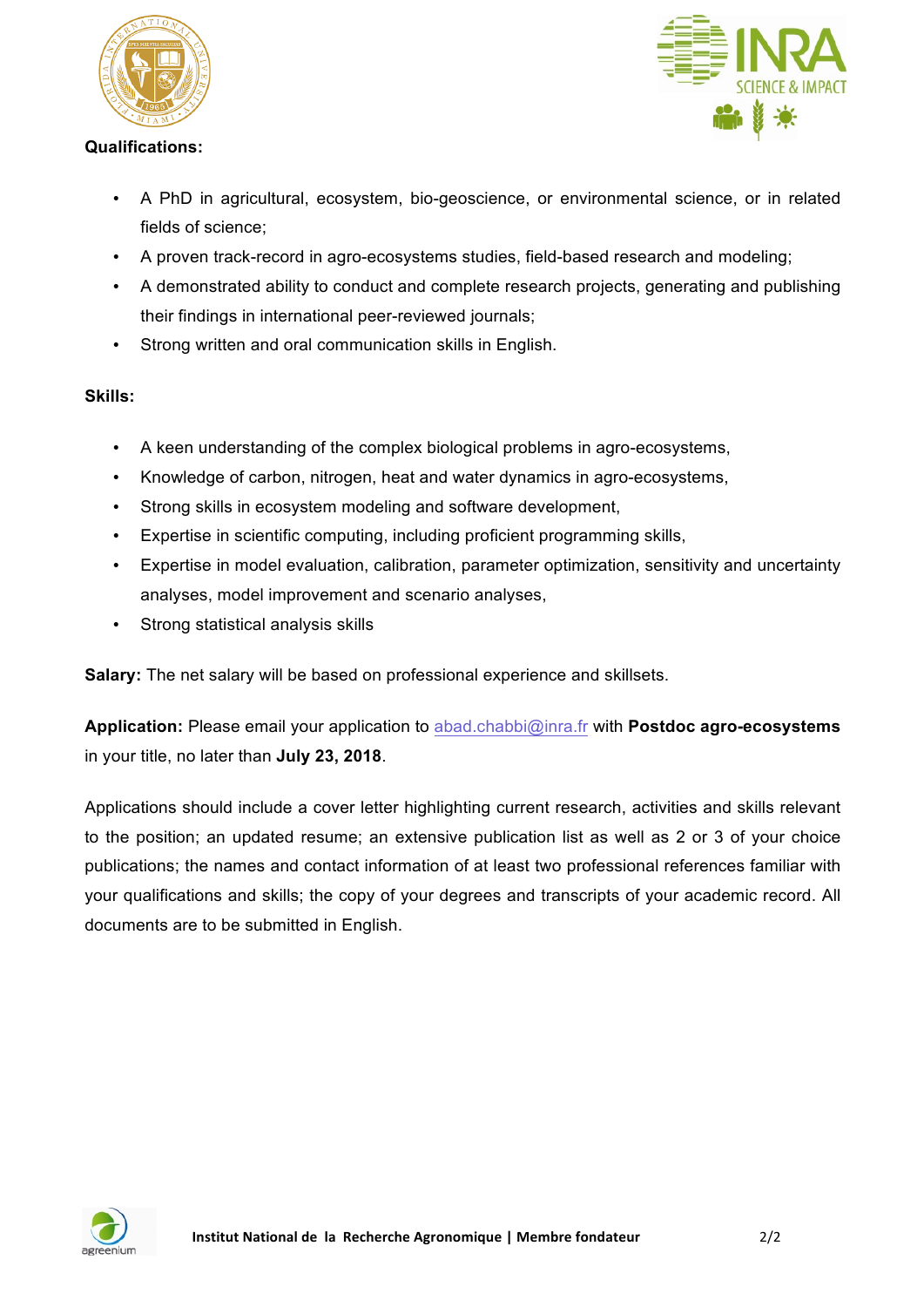**Qualifications:**

- A PhD in agricultural, ecosystem, bio-geoscience, or environmental science, or in related fields of science;
- A proven track-record in agro-ecosystems studies, field-based research and modeling;
- A demonstrated ability to conduct and complete research projects, generating and publishing their findings in international peer-reviewed journals;
- Strong written and oral communication skills in English.

**Skills:**

- A keen understanding of the complex biological problems in agro-ecosystems,
- Knowledge of carbon, nitrogen, heat and water dynamics in agro-ecosystems,
- Strong skills in ecosystem modeling and software development,
- Expertise in scientific computing, including proficient programming skills,
- Expertise in model evaluation, calibration, parameter optimization, sensitivity and uncertainty analyses, model improvement and scenario analyses,
- Strong statistical analysis skills

**Salary:** The net salary will be based on professional experience and skillsets.

**Application:** Please email your application to abad.chabbi@inra.fr with **Postdoc agro-ecosystems** in your title, no later than **July 23, 2018**.

Applications should include a cover letter highlighting current research, activities and skills relevant to the position; an updated resume; an extensive publication list as well as 2 or 3 of your choice publications; the names and contact information of at least two professional references familiar with your qualifications and skills; the copy of your degrees and transcripts of your academic record. All documents are to be submitted in English.